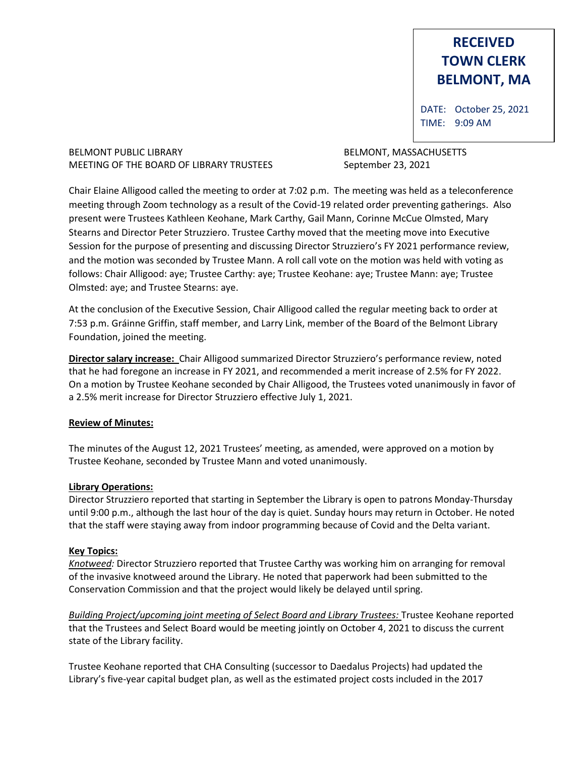**RECEIVED**
**TOWN CLERK**
**BELMONT, MA**

DATE: October 25, 2021
TIME: 9:09 AM

BELMONT PUBLIC LIBRARY
MEETING OF THE BOARD OF LIBRARY TRUSTEES

BELMONT, MASSACHUSETTS
September 23, 2021

Chair Elaine Alligood called the meeting to order at 7:02 p.m. The meeting was held as a teleconference meeting through Zoom technology as a result of the Covid-19 related order preventing gatherings. Also present were Trustees Kathleen Keohane, Mark Carthy, Gail Mann, Corinne McCue Olmsted, Mary Stearns and Director Peter Struzziero. Trustee Carthy moved that the meeting move into Executive Session for the purpose of presenting and discussing Director Struzziero's FY 2021 performance review, and the motion was seconded by Trustee Mann. A roll call vote on the motion was held with voting as follows: Chair Alligood: aye; Trustee Carthy: aye; Trustee Keohane: aye; Trustee Mann: aye; Trustee Olmsted: aye; and Trustee Stearns: aye.

At the conclusion of the Executive Session, Chair Alligood called the regular meeting back to order at 7:53 p.m. Gráinne Griffin, staff member, and Larry Link, member of the Board of the Belmont Library Foundation, joined the meeting.

**Director salary increase:** Chair Alligood summarized Director Struzziero's performance review, noted that he had foregone an increase in FY 2021, and recommended a merit increase of 2.5% for FY 2022. On a motion by Trustee Keohane seconded by Chair Alligood, the Trustees voted unanimously in favor of a 2.5% merit increase for Director Struzziero effective July 1, 2021.

**Review of Minutes:**

The minutes of the August 12, 2021 Trustees' meeting, as amended, were approved on a motion by Trustee Keohane, seconded by Trustee Mann and voted unanimously.

**Library Operations:**
Director Struzziero reported that starting in September the Library is open to patrons Monday-Thursday until 9:00 p.m., although the last hour of the day is quiet. Sunday hours may return in October. He noted that the staff were staying away from indoor programming because of Covid and the Delta variant.

**Key Topics:**
*Knotweed:* Director Struzziero reported that Trustee Carthy was working him on arranging for removal of the invasive knotweed around the Library. He noted that paperwork had been submitted to the Conservation Commission and that the project would likely be delayed until spring.

*Building Project/upcoming joint meeting of Select Board and Library Trustees:* Trustee Keohane reported that the Trustees and Select Board would be meeting jointly on October 4, 2021 to discuss the current state of the Library facility.

Trustee Keohane reported that CHA Consulting (successor to Daedalus Projects) had updated the Library's five-year capital budget plan, as well as the estimated project costs included in the 2017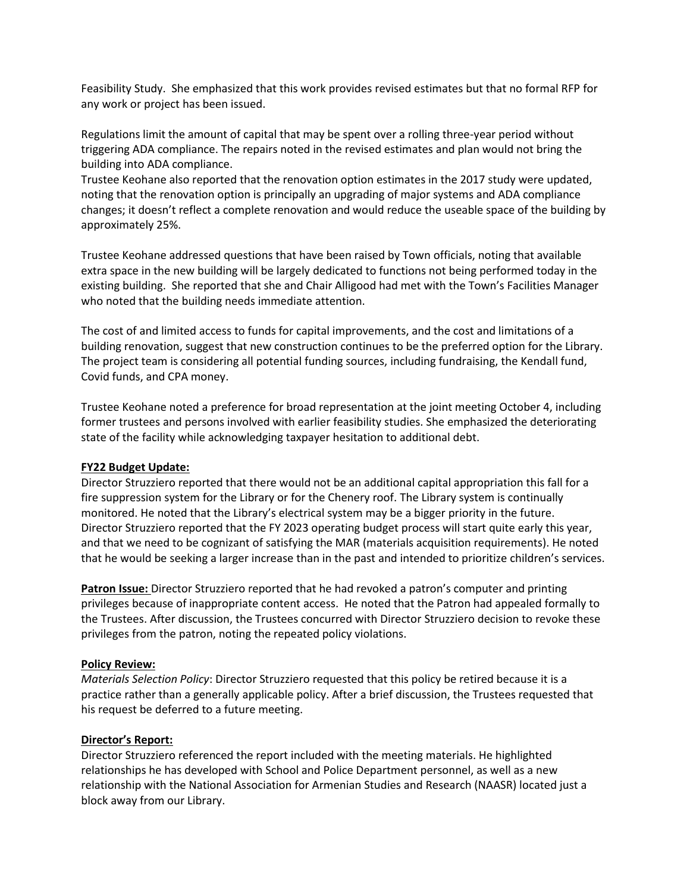Feasibility Study. She emphasized that this work provides revised estimates but that no formal RFP for any work or project has been issued.

Regulations limit the amount of capital that may be spent over a rolling three-year period without triggering ADA compliance. The repairs noted in the revised estimates and plan would not bring the building into ADA compliance.
Trustee Keohane also reported that the renovation option estimates in the 2017 study were updated, noting that the renovation option is principally an upgrading of major systems and ADA compliance changes; it doesn't reflect a complete renovation and would reduce the useable space of the building by approximately 25%.

Trustee Keohane addressed questions that have been raised by Town officials, noting that available extra space in the new building will be largely dedicated to functions not being performed today in the existing building. She reported that she and Chair Alligood had met with the Town's Facilities Manager who noted that the building needs immediate attention.

The cost of and limited access to funds for capital improvements, and the cost and limitations of a building renovation, suggest that new construction continues to be the preferred option for the Library. The project team is considering all potential funding sources, including fundraising, the Kendall fund, Covid funds, and CPA money.

Trustee Keohane noted a preference for broad representation at the joint meeting October 4, including former trustees and persons involved with earlier feasibility studies. She emphasized the deteriorating state of the facility while acknowledging taxpayer hesitation to additional debt.

**FY22 Budget Update:**
Director Struzziero reported that there would not be an additional capital appropriation this fall for a fire suppression system for the Library or for the Chenery roof. The Library system is continually monitored. He noted that the Library's electrical system may be a bigger priority in the future. Director Struzziero reported that the FY 2023 operating budget process will start quite early this year, and that we need to be cognizant of satisfying the MAR (materials acquisition requirements). He noted that he would be seeking a larger increase than in the past and intended to prioritize children's services.

**Patron Issue:** Director Struzziero reported that he had revoked a patron's computer and printing privileges because of inappropriate content access. He noted that the Patron had appealed formally to the Trustees. After discussion, the Trustees concurred with Director Struzziero decision to revoke these privileges from the patron, noting the repeated policy violations.

**Policy Review:**
*Materials Selection Policy*: Director Struzziero requested that this policy be retired because it is a practice rather than a generally applicable policy. After a brief discussion, the Trustees requested that his request be deferred to a future meeting.

**Director's Report:**
Director Struzziero referenced the report included with the meeting materials. He highlighted relationships he has developed with School and Police Department personnel, as well as a new relationship with the National Association for Armenian Studies and Research (NAASR) located just a block away from our Library.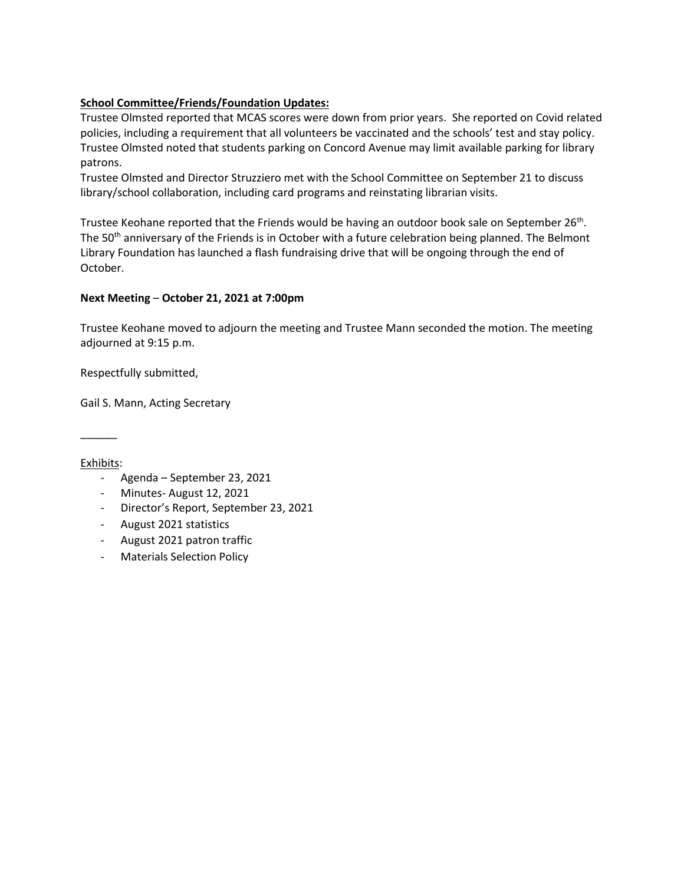**School Committee/Friends/Foundation Updates:**

Trustee Olmsted reported that MCAS scores were down from prior years. She reported on Covid related policies, including a requirement that all volunteers be vaccinated and the schools' test and stay policy. Trustee Olmsted noted that students parking on Concord Avenue may limit available parking for library patrons.

Trustee Olmsted and Director Struzziero met with the School Committee on September 21 to discuss library/school collaboration, including card programs and reinstating librarian visits.

Trustee Keohane reported that the Friends would be having an outdoor book sale on September 26th. The 50th anniversary of the Friends is in October with a future celebration being planned. The Belmont Library Foundation has launched a flash fundraising drive that will be ongoing through the end of October.

**Next Meeting – October 21, 2021 at 7:00pm**

Trustee Keohane moved to adjourn the meeting and Trustee Mann seconded the motion. The meeting adjourned at 9:15 p.m.

Respectfully submitted,

Gail S. Mann, Acting Secretary

______

Exhibits:

- Agenda – September 23, 2021
- Minutes- August 12, 2021
- Director's Report, September 23, 2021
- August 2021 statistics
- August 2021 patron traffic
- Materials Selection Policy